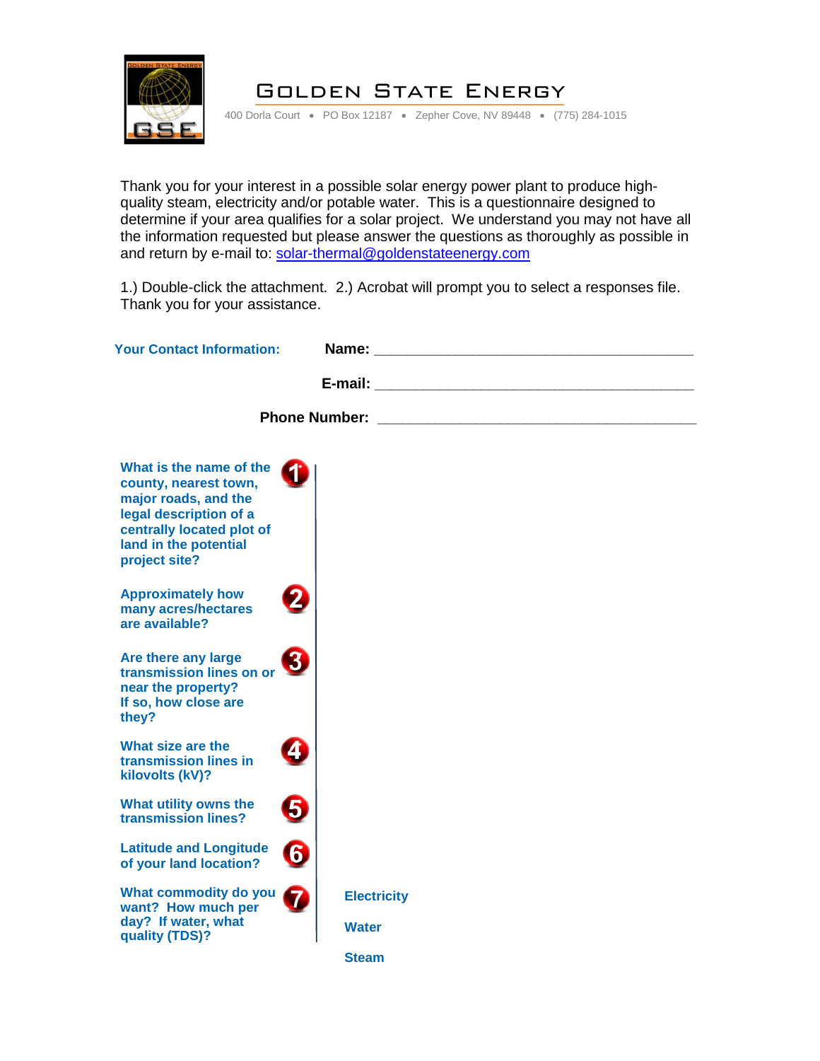# Golden State Energy

400 Dorla Court • PO Box 12187 • Zepher Cove, NV 89448 • (775) 284-1015

Thank you for your interest in a possible solar energy power plant to produce high-quality steam, electricity and/or potable water. This is a questionnaire designed to determine if your area qualifies for a solar project. We understand you may not have all the information requested but please answer the questions as thoroughly as possible in and return by e-mail to: solar-thermal@goldenstateenergy.com

1.) Double-click the attachment. 2.) Acrobat will prompt you to select a responses file. Thank you for your assistance.

**Your Contact Information:**

**Name:** ________________________________________

**E-mail:** ________________________________________

**Phone Number:** ________________________________________

**1. What is the name of the county, nearest town, major roads, and the legal description of a centrally located plot of land in the potential project site?**

**2. Approximately how many acres/hectares are available?**

**3. Are there any large transmission lines on or near the property? If so, how close are they?**

**4. What size are the transmission lines in kilovolts (kV)?**

**5. What utility owns the transmission lines?**

**6. Latitude and Longitude of your land location?**

**7. What commodity do you want? How much per day? If water, what quality (TDS)?**

**Electricity**

**Water**

**Steam**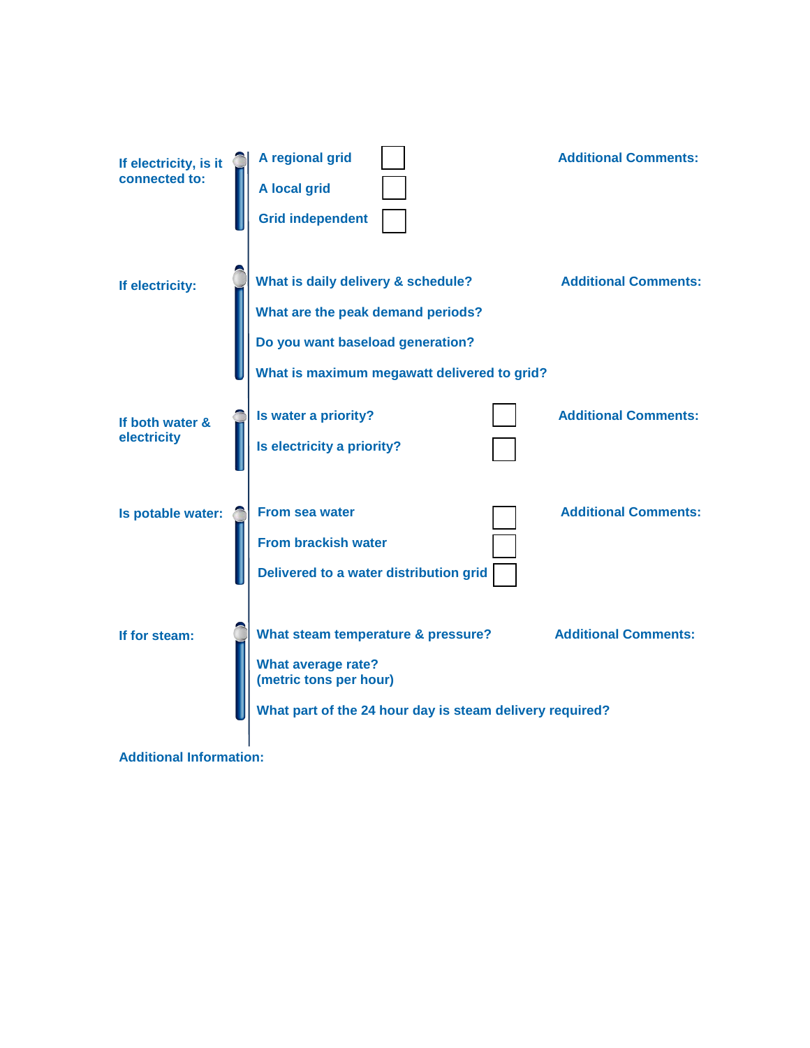**If electricity, is it connected to:**

- A regional grid ☐
- A local grid ☐
- Grid independent ☐

**Additional Comments:**

**If electricity:**

- What is daily delivery & schedule?
- What are the peak demand periods?
- Do you want baseload generation?
- What is maximum megawatt delivered to grid?

**Additional Comments:**

**If both water & electricity**

- Is water a priority? ☐
- Is electricity a priority? ☐

**Additional Comments:**

**Is potable water:**

- From sea water ☐
- From brackish water ☐
- Delivered to a water distribution grid ☐

**Additional Comments:**

**If for steam:**

- What steam temperature & pressure?
- What average rate? (metric tons per hour)
- What part of the 24 hour day is steam delivery required?

**Additional Comments:**

**Additional Information:**